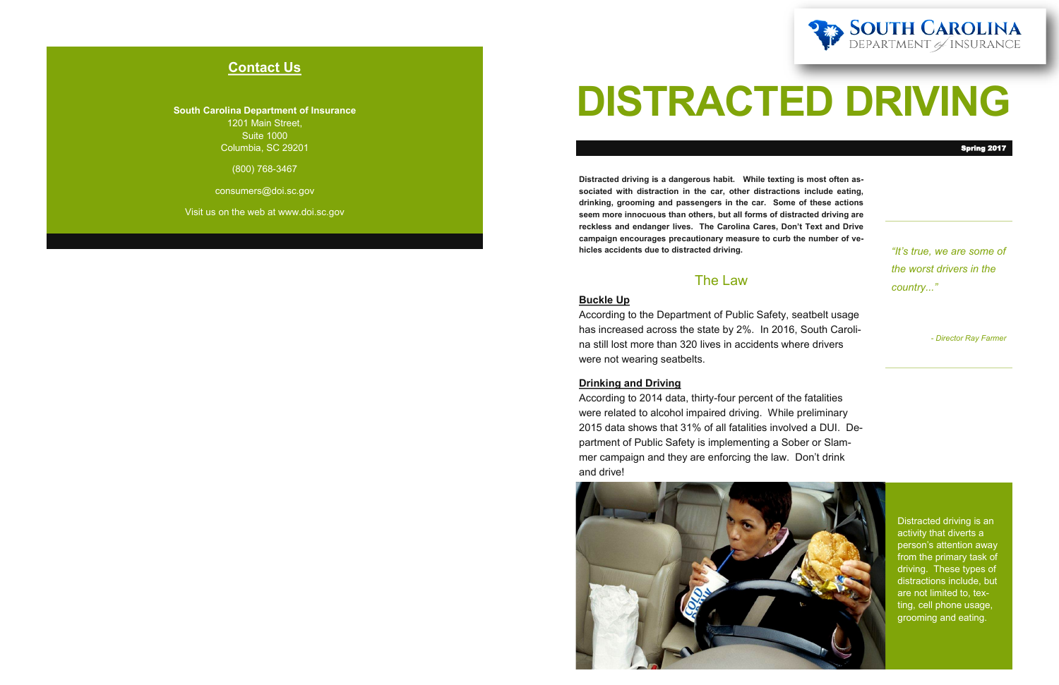## Contact Us

**South Carolina Department of Insurance**
1201 Main Street,
Suite 1000
Columbia, SC 29201

(800) 768-3467

consumers@doi.sc.gov

Visit us on the web at www.doi.sc.gov

SOUTH CAROLINA DEPARTMENT of INSURANCE

# DISTRACTED DRIVING

**Spring 2017**

**Distracted driving is a dangerous habit. While texting is most often associated with distraction in the car, other distractions include eating, drinking, grooming and passengers in the car. Some of these actions seem more innocuous than others, but all forms of distracted driving are reckless and endanger lives. The Carolina Cares, Don't Text and Drive campaign encourages precautionary measure to curb the number of vehicles accidents due to distracted driving.**

*"It's true, we are some of the worst drivers in the country..."*

*- Director Ray Farmer*

## The Law

**Buckle Up**

According to the Department of Public Safety, seatbelt usage has increased across the state by 2%. In 2016, South Carolina still lost more than 320 lives in accidents where drivers were not wearing seatbelts.

**Drinking and Driving**

According to 2014 data, thirty-four percent of the fatalities were related to alcohol impaired driving. While preliminary 2015 data shows that 31% of all fatalities involved a DUI. Department of Public Safety is implementing a Sober or Slammer campaign and they are enforcing the law. Don't drink and drive!

Distracted driving is an activity that diverts a person's attention away from the primary task of driving. These types of distractions include, but are not limited to, texting, cell phone usage, grooming and eating.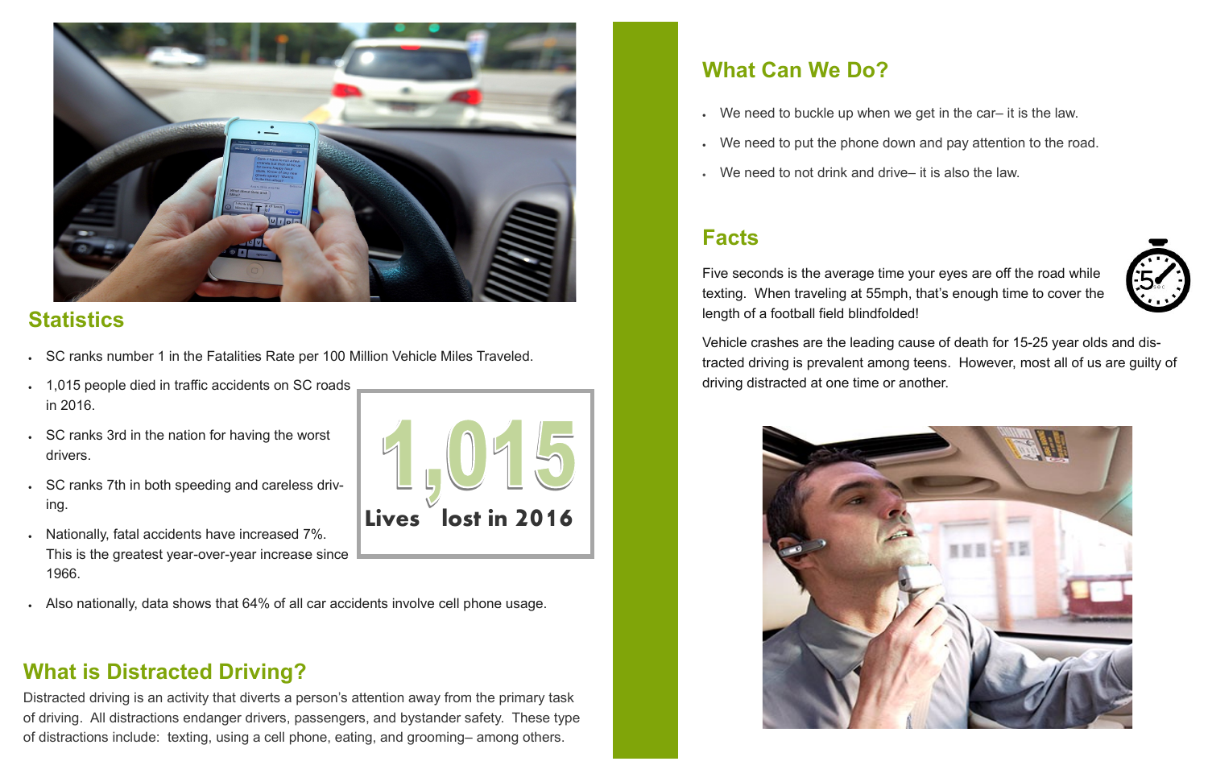## Statistics

- SC ranks number 1 in the Fatalities Rate per 100 Million Vehicle Miles Traveled.
- 1,015 people died in traffic accidents on SC roads in 2016.
- SC ranks 3rd in the nation for having the worst drivers.
- SC ranks 7th in both speeding and careless driving.
- Nationally, fatal accidents have increased 7%. This is the greatest year-over-year increase since 1966.
- Also nationally, data shows that 64% of all car accidents involve cell phone usage.

**1,015**
**Lives lost in 2016**

## What is Distracted Driving?

Distracted driving is an activity that diverts a person's attention away from the primary task of driving. All distractions endanger drivers, passengers, and bystander safety. These type of distractions include: texting, using a cell phone, eating, and grooming– among others.

## What Can We Do?

- We need to buckle up when we get in the car– it is the law.
- We need to put the phone down and pay attention to the road.
- We need to not drink and drive– it is also the law.

## Facts

Five seconds is the average time your eyes are off the road while texting. When traveling at 55mph, that's enough time to cover the length of a football field blindfolded!

Vehicle crashes are the leading cause of death for 15-25 year olds and distracted driving is prevalent among teens. However, most all of us are guilty of driving distracted at one time or another.